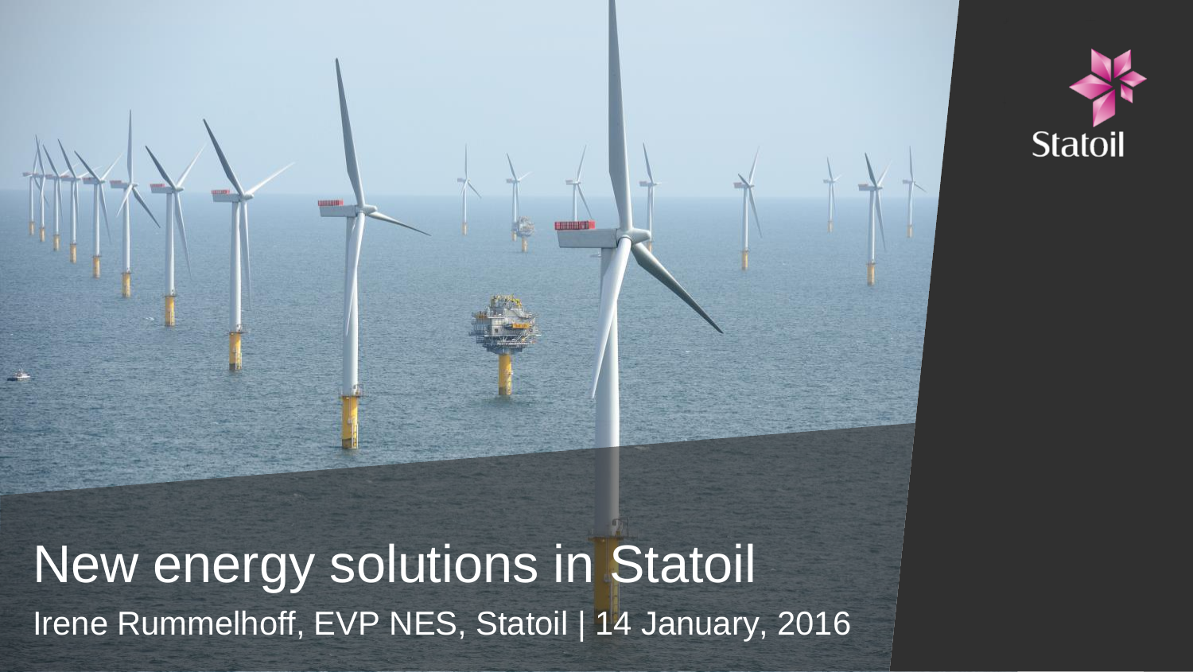# New energy solutions in Statoil

Irene Rummelhoff, EVP NES, Statoil | 14 January, 2016

Statoil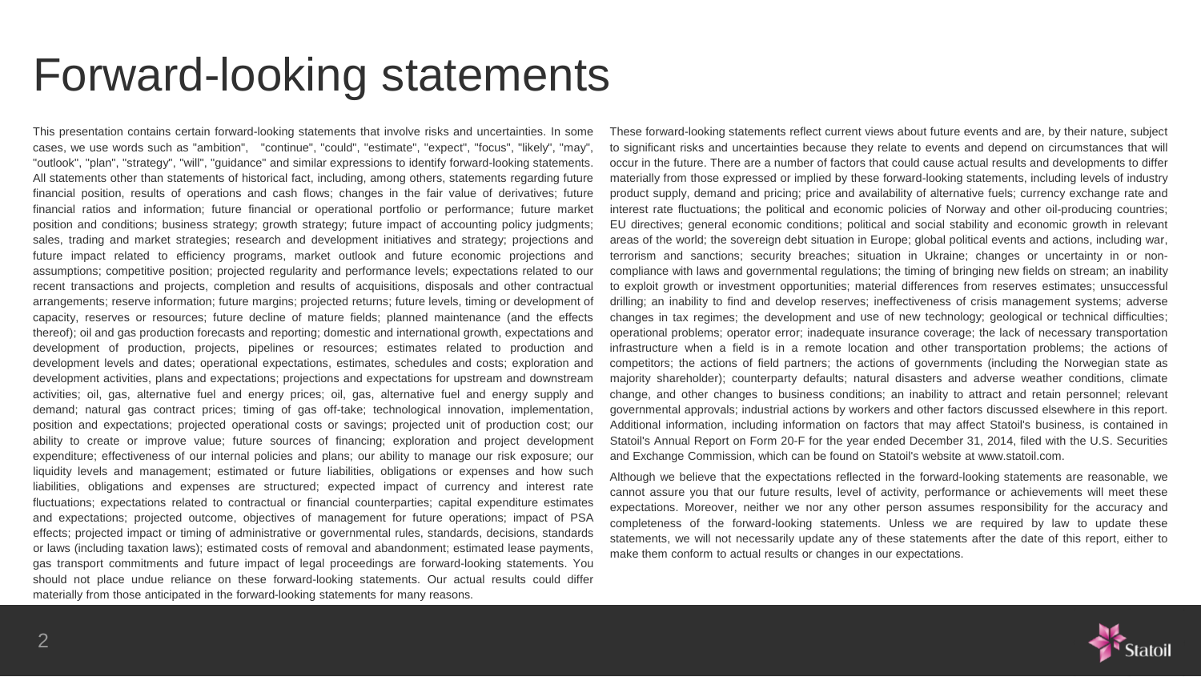# Forward-looking statements

This presentation contains certain forward-looking statements that involve risks and uncertainties. In some cases, we use words such as "ambition", "continue", "could", "estimate", "expect", "focus", "likely", "may", "outlook", "plan", "strategy", "will", "guidance" and similar expressions to identify forward-looking statements. All statements other than statements of historical fact, including, among others, statements regarding future financial position, results of operations and cash flows; changes in the fair value of derivatives; future financial ratios and information; future financial or operational portfolio or performance; future market position and conditions; business strategy; growth strategy; future impact of accounting policy judgments; sales, trading and market strategies; research and development initiatives and strategy; projections and future impact related to efficiency programs, market outlook and future economic projections and assumptions; competitive position; projected regularity and performance levels; expectations related to our recent transactions and projects, completion and results of acquisitions, disposals and other contractual arrangements; reserve information; future margins; projected returns; future levels, timing or development of capacity, reserves or resources; future decline of mature fields; planned maintenance (and the effects thereof); oil and gas production forecasts and reporting; domestic and international growth, expectations and development of production, projects, pipelines or resources; estimates related to production and development levels and dates; operational expectations, estimates, schedules and costs; exploration and development activities, plans and expectations; projections and expectations for upstream and downstream activities; oil, gas, alternative fuel and energy prices; oil, gas, alternative fuel and energy supply and demand; natural gas contract prices; timing of gas off-take; technological innovation, implementation, position and expectations; projected operational costs or savings; projected unit of production cost; our ability to create or improve value; future sources of financing; exploration and project development expenditure; effectiveness of our internal policies and plans; our ability to manage our risk exposure; our liquidity levels and management; estimated or future liabilities, obligations or expenses and how such liabilities, obligations and expenses are structured; expected impact of currency and interest rate fluctuations; expectations related to contractual or financial counterparties; capital expenditure estimates and expectations; projected outcome, objectives of management for future operations; impact of PSA effects; projected impact or timing of administrative or governmental rules, standards, decisions, standards or laws (including taxation laws); estimated costs of removal and abandonment; estimated lease payments, gas transport commitments and future impact of legal proceedings are forward-looking statements. You should not place undue reliance on these forward-looking statements. Our actual results could differ materially from those anticipated in the forward-looking statements for many reasons.

These forward-looking statements reflect current views about future events and are, by their nature, subject to significant risks and uncertainties because they relate to events and depend on circumstances that will occur in the future. There are a number of factors that could cause actual results and developments to differ materially from those expressed or implied by these forward-looking statements, including levels of industry product supply, demand and pricing; price and availability of alternative fuels; currency exchange rate and interest rate fluctuations; the political and economic policies of Norway and other oil-producing countries; EU directives; general economic conditions; political and social stability and economic growth in relevant areas of the world; the sovereign debt situation in Europe; global political events and actions, including war, terrorism and sanctions; security breaches; situation in Ukraine; changes or uncertainty in or non-compliance with laws and governmental regulations; the timing of bringing new fields on stream; an inability to exploit growth or investment opportunities; material differences from reserves estimates; unsuccessful drilling; an inability to find and develop reserves; ineffectiveness of crisis management systems; adverse changes in tax regimes; the development and use of new technology; geological or technical difficulties; operational problems; operator error; inadequate insurance coverage; the lack of necessary transportation infrastructure when a field is in a remote location and other transportation problems; the actions of competitors; the actions of field partners; the actions of governments (including the Norwegian state as majority shareholder); counterparty defaults; natural disasters and adverse weather conditions, climate change, and other changes to business conditions; an inability to attract and retain personnel; relevant governmental approvals; industrial actions by workers and other factors discussed elsewhere in this report. Additional information, including information on factors that may affect Statoil's business, is contained in Statoil's Annual Report on Form 20-F for the year ended December 31, 2014, filed with the U.S. Securities and Exchange Commission, which can be found on Statoil's website at www.statoil.com.

Although we believe that the expectations reflected in the forward-looking statements are reasonable, we cannot assure you that our future results, level of activity, performance or achievements will meet these expectations. Moreover, neither we nor any other person assumes responsibility for the accuracy and completeness of the forward-looking statements. Unless we are required by law to update these statements, we will not necessarily update any of these statements after the date of this report, either to make them conform to actual results or changes in our expectations.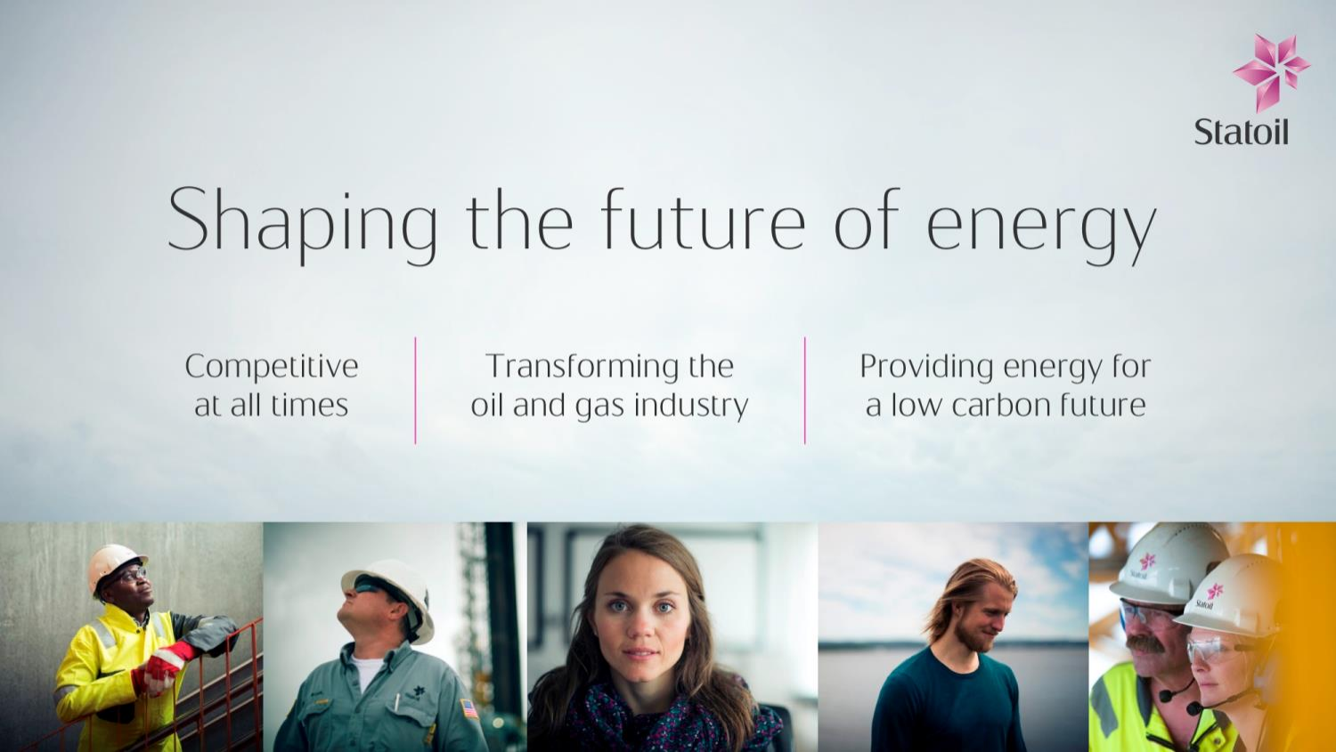# Shaping the future of energy

Competitive at all times

Transforming the oil and gas industry

Providing energy for a low carbon future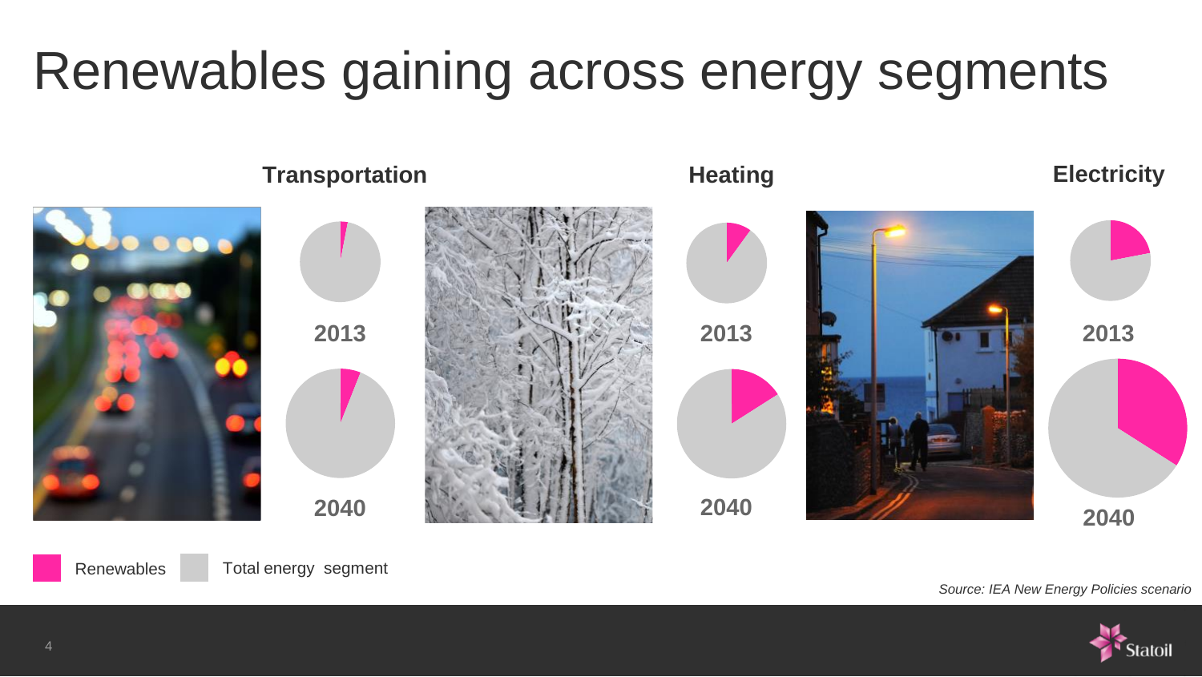# Renewables gaining across energy segments

**Transportation**

2013

2040

**Heating**

2013

2040

**Electricity**

2013

2040

Renewables Total energy segment

*Source: IEA New Energy Policies scenario*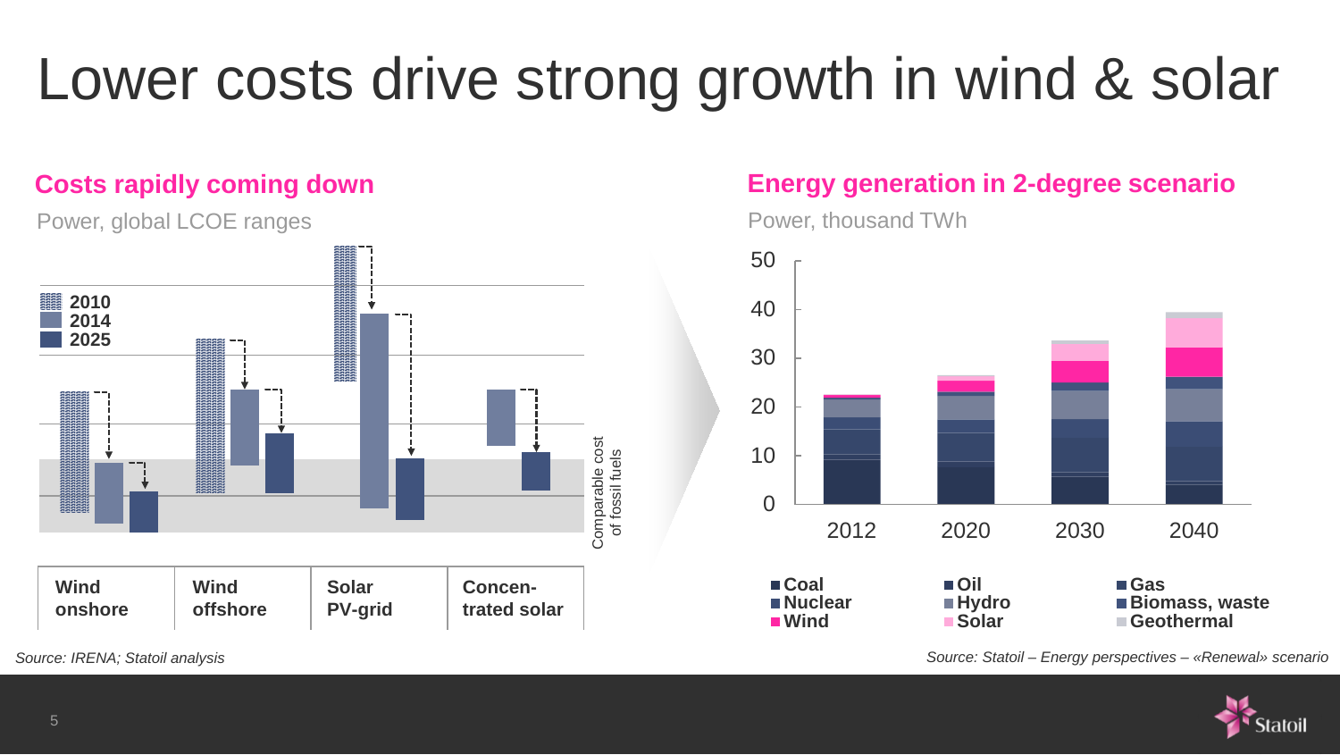# Lower costs drive strong growth in wind & solar

## Costs rapidly coming down

Power, global LCOE ranges

2010
2014
2025

Comparable cost of fossil fuels

| Wind onshore | Wind offshore | Solar PV-grid | Concen-trated solar |
|---|---|---|---|

*Source: IRENA; Statoil analysis*

## Energy generation in 2-degree scenario

Power, thousand TWh

50
40
30
20
10
0

2012 2020 2030 2040

- Coal
- Oil
- Gas
- Nuclear
- Hydro
- Biomass, waste
- Wind
- Solar
- Geothermal

*Source: Statoil – Energy perspectives – «Renewal» scenario*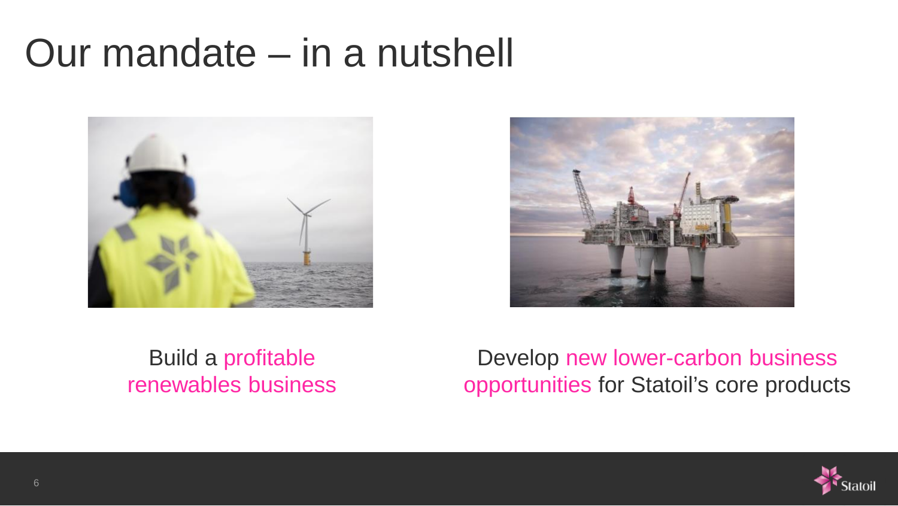# Our mandate – in a nutshell

Build a profitable renewables business

Develop new lower-carbon business opportunities for Statoil's core products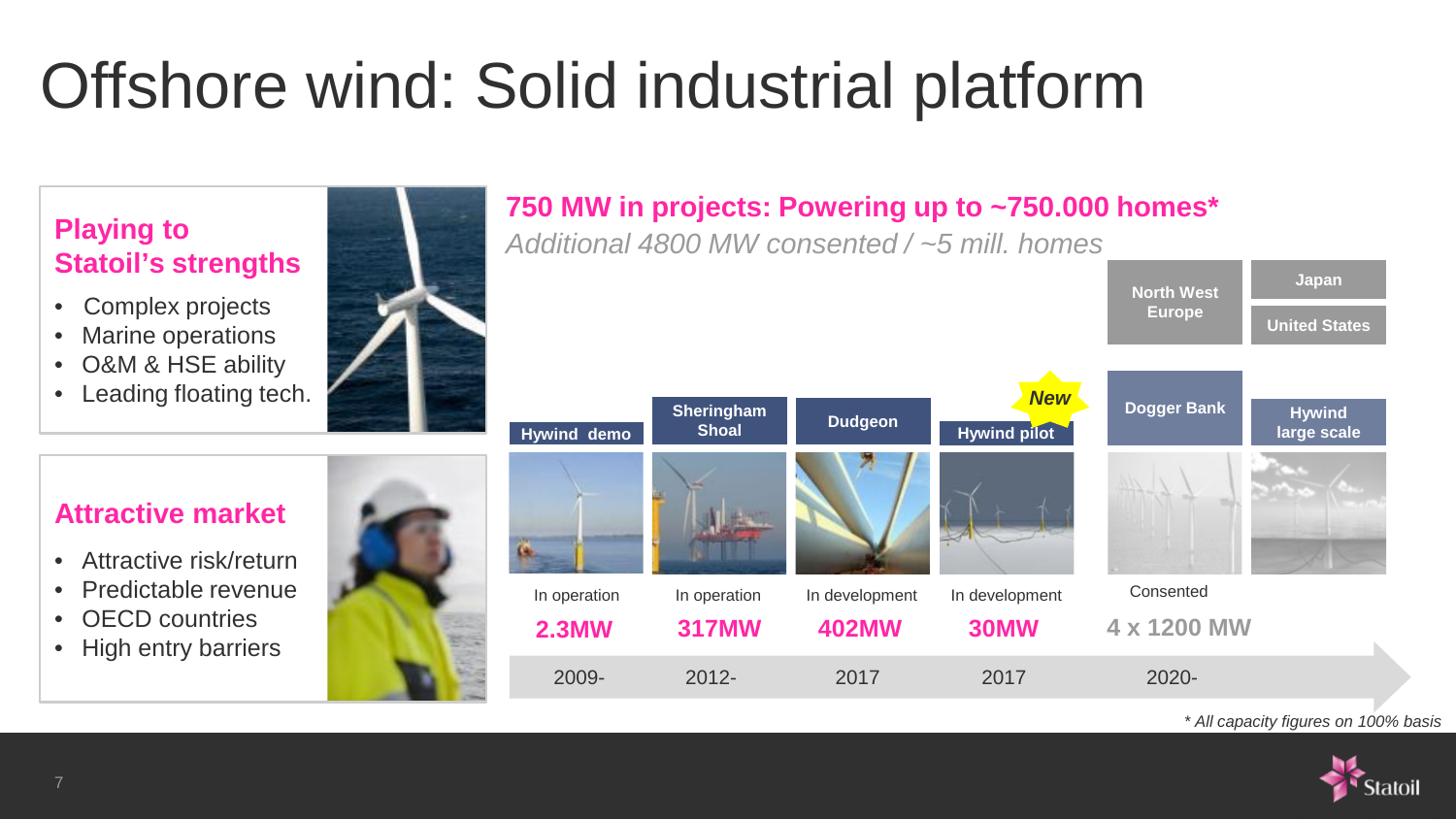# Offshore wind: Solid industrial platform

## Playing to Statoil's strengths

- Complex projects
- Marine operations
- O&M & HSE ability
- Leading floating tech.

## Attractive market

- Attractive risk/return
- Predictable revenue
- OECD countries
- High entry barriers

**750 MW in projects: Powering up to ~750.000 homes***

*Additional 4800 MW consented / ~5 mill. homes*

| Project | Status | Capacity | Year |
|---|---|---|---|
| Hywind demo | In operation | 2.3MW | 2009- |
| Sheringham Shoal | In operation | 317MW | 2012- |
| Dudgeon | In development | 402MW | 2017 |
| Hywind pilot (New) | In development | 30MW | 2017 |
| Dogger Bank | Consented | 4 x 1200 MW | 2020- |
| Hywind large scale | | | |

North West Europe

Japan

United States

*\* All capacity figures on 100% basis*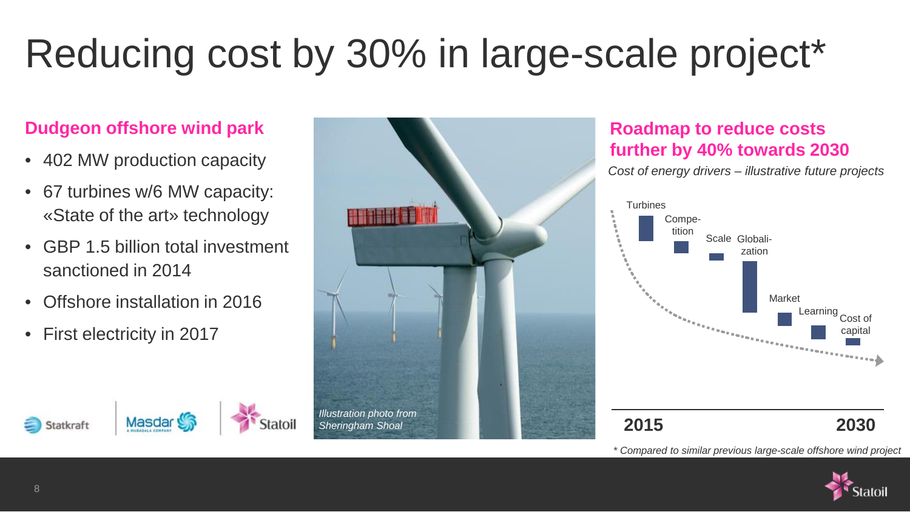# Reducing cost by 30% in large-scale project*

## Dudgeon offshore wind park

- 402 MW production capacity
- 67 turbines w/6 MW capacity: «State of the art» technology
- GBP 1.5 billion total investment sanctioned in 2014
- Offshore installation in 2016
- First electricity in 2017

Statkraft | Masdar | Statoil

*Illustration photo from Sheringham Shoal*

## Roadmap to reduce costs further by 40% towards 2030

*Cost of energy drivers – illustrative future projects*

Turbines, Competition, Scale, Globalization, Market, Learning, Cost of capital

2015 → 2030

*\* Compared to similar previous large-scale offshore wind project*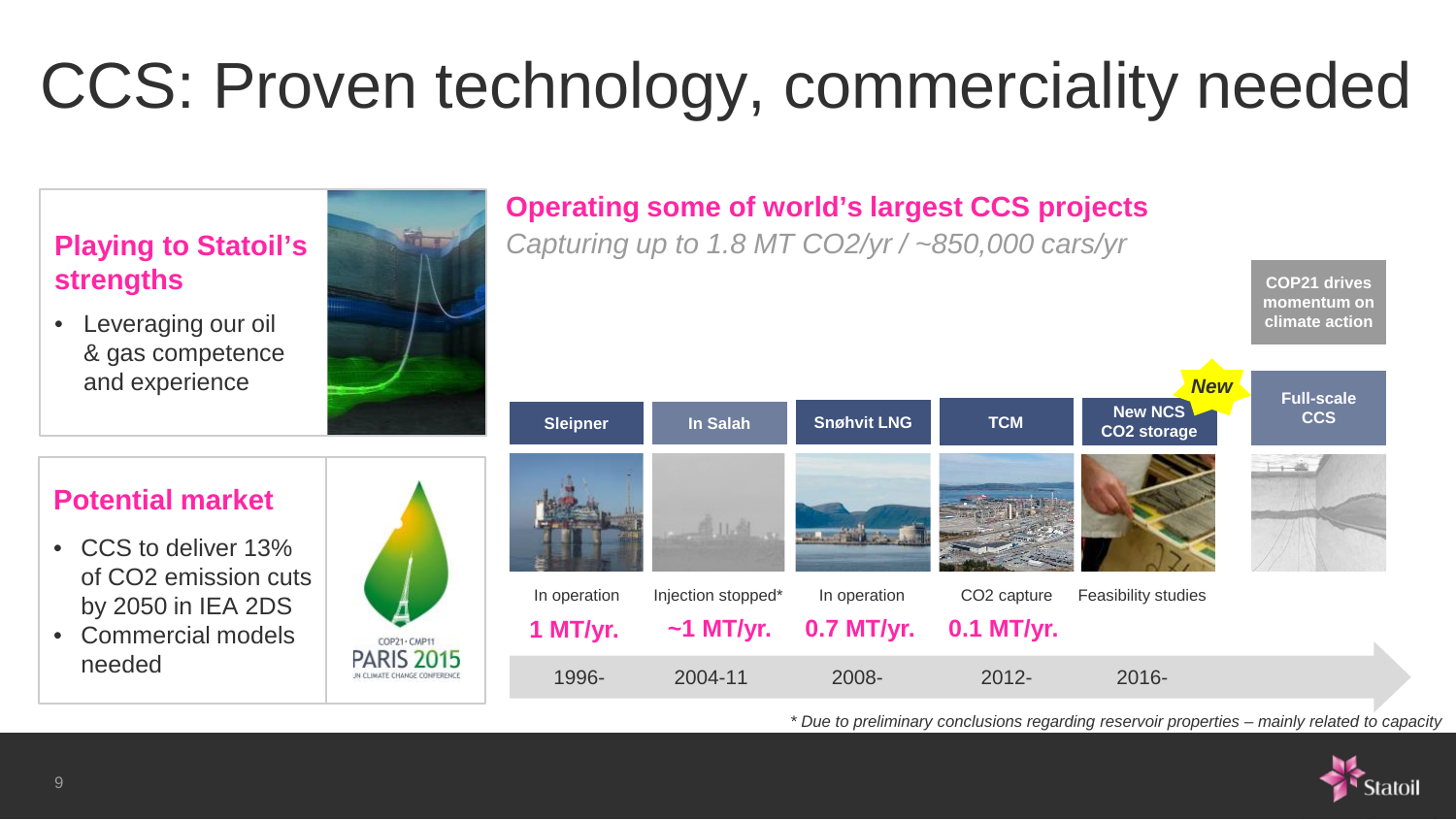# CCS: Proven technology, commerciality needed

## Playing to Statoil's strengths

- Leveraging our oil & gas competence and experience

## Potential market

- CCS to deliver 13% of $CO_2$ emission cuts by 2050 in IEA 2DS
- Commercial models needed

COP21 · CMP11 PARIS 2015 UN CLIMATE CHANGE CONFERENCE

## Operating some of world's largest CCS projects

*Capturing up to 1.8 MT CO2/yr / ~850,000 cars/yr*

| Sleipner | In Salah | Snøhvit LNG | TCM | New NCS CO2 storage (New) | Full-scale CCS |
|---|---|---|---|---|---|
| In operation | Injection stopped* | In operation | CO2 capture | Feasibility studies | |
| **1 MT/yr.** | **~1 MT/yr.** | **0.7 MT/yr.** | **0.1 MT/yr.** | | |
| 1996- | 2004-11 | 2008- | 2012- | 2016- | |

COP21 drives momentum on climate action

*\* Due to preliminary conclusions regarding reservoir properties – mainly related to capacity*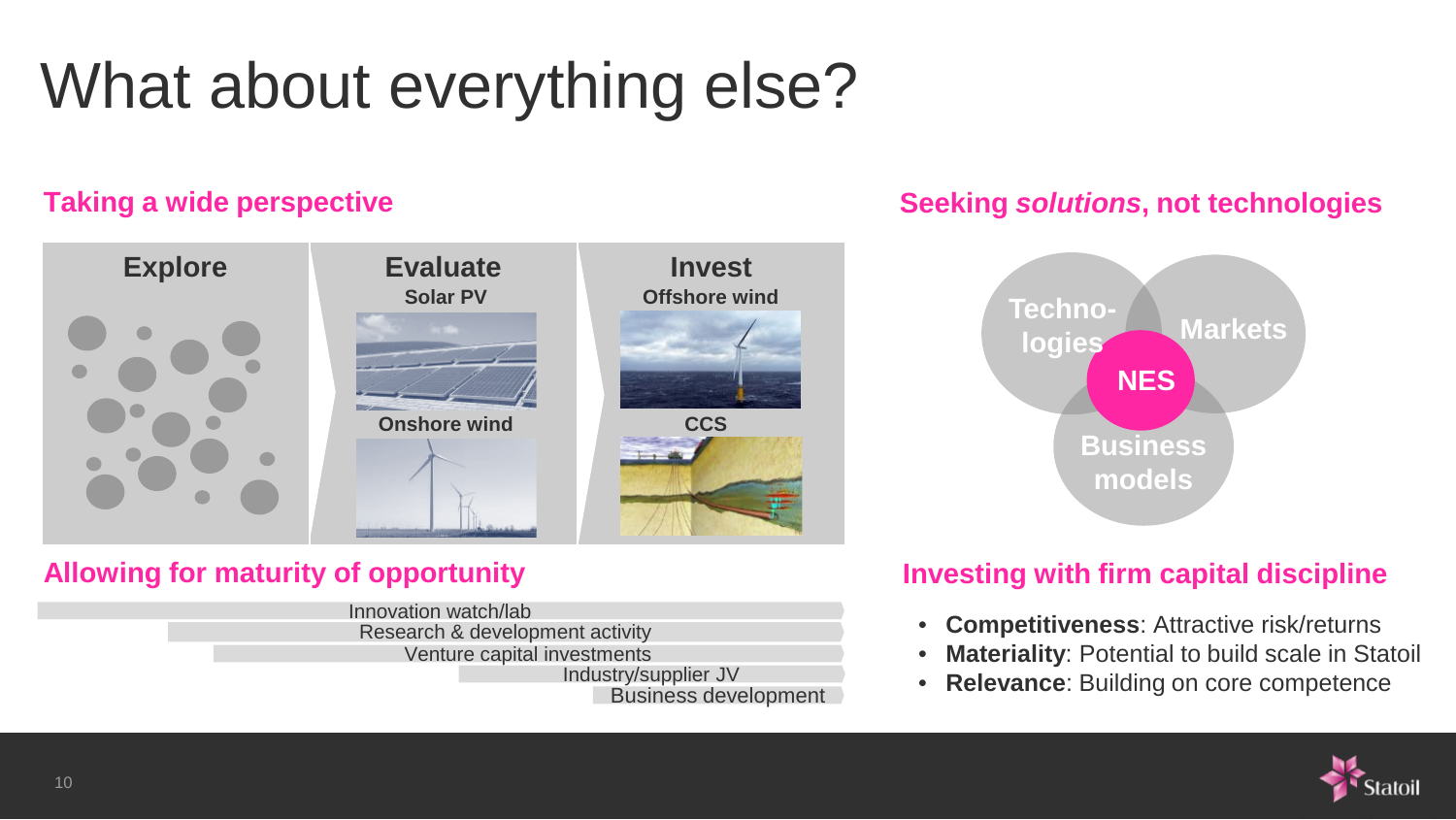# What about everything else?

## Taking a wide perspective

**Explore**

**Evaluate**
- Solar PV
- Onshore wind

**Invest**
- Offshore wind
- CCS

## Allowing for maturity of opportunity

- Innovation watch/lab
- Research & development activity
- Venture capital investments
- Industry/supplier JV
- Business development

## Seeking *solutions*, not technologies

- Techno-logies
- Markets
- Business models
- NES

## Investing with firm capital discipline

- **Competitiveness**: Attractive risk/returns
- **Materiality**: Potential to build scale in Statoil
- **Relevance**: Building on core competence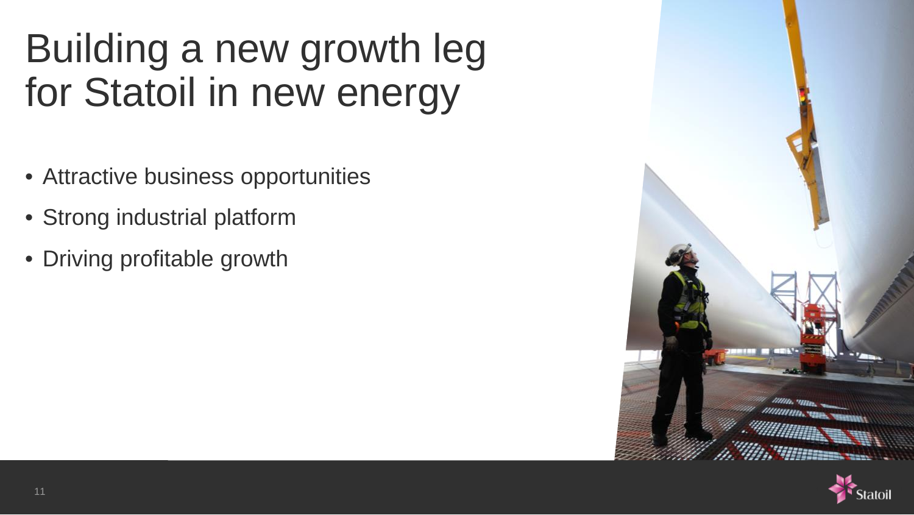# Building a new growth leg for Statoil in new energy

- Attractive business opportunities
- Strong industrial platform
- Driving profitable growth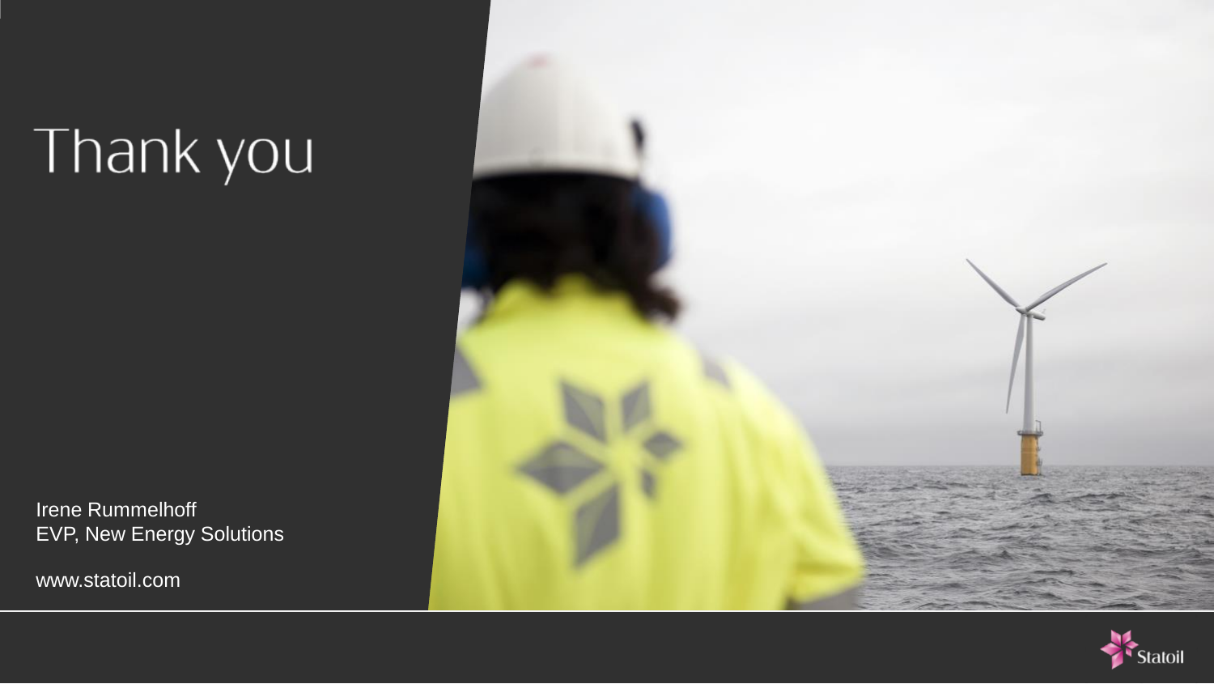# Thank you

Irene Rummelhoff
EVP, New Energy Solutions

www.statoil.com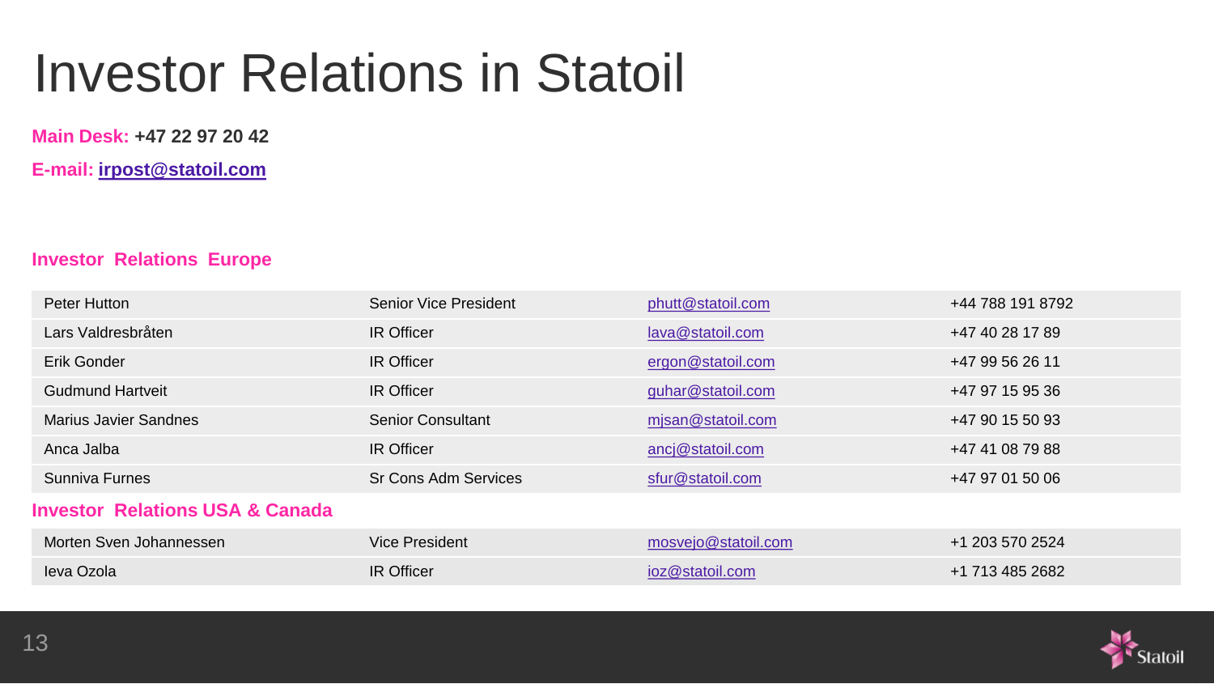# Investor Relations in Statoil

**Main Desk:** **+47 22 97 20 42**

**E-mail:** **irpost@statoil.com**

## Investor Relations Europe

| | | | |
|---|---|---|---|
| Peter Hutton | Senior Vice President | phutt@statoil.com | +44 788 191 8792 |
| Lars Valdresbråten | IR Officer | lava@statoil.com | +47 40 28 17 89 |
| Erik Gonder | IR Officer | ergon@statoil.com | +47 99 56 26 11 |
| Gudmund Hartveit | IR Officer | guhar@statoil.com | +47 97 15 95 36 |
| Marius Javier Sandnes | Senior Consultant | mjsan@statoil.com | +47 90 15 50 93 |
| Anca Jalba | IR Officer | ancj@statoil.com | +47 41 08 79 88 |
| Sunniva Furnes | Sr Cons Adm Services | sfur@statoil.com | +47 97 01 50 06 |

## Investor Relations USA & Canada

| | | | |
|---|---|---|---|
| Morten Sven Johannessen | Vice President | mosvejo@statoil.com | +1 203 570 2524 |
| Ieva Ozola | IR Officer | ioz@statoil.com | +1 713 485 2682 |